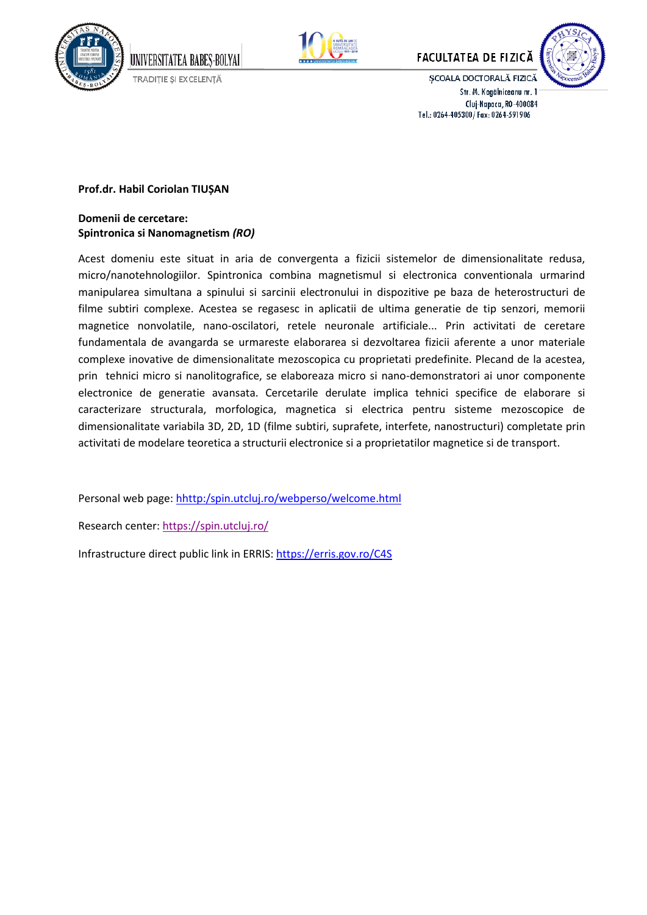**Prof.dr. Habil Coriolan TIUȘAN**

**Domenii de cercetare:**
**Spintronica si Nanomagnetism *(RO)***

Acest domeniu este situat in aria de convergenta a fizicii sistemelor de dimensionalitate redusa, micro/nanotehnologiilor. Spintronica combina magnetismul si electronica conventionala urmarind manipularea simultana a spinului si sarcinii electronului in dispozitive pe baza de heterostructuri de filme subtiri complexe. Acestea se regasesc in aplicatii de ultima generatie de tip senzori, memorii magnetice nonvolatile, nano-oscilatori, retele neuronale artificiale... Prin activitati de ceretare fundamentala de avangarda se urmareste elaborarea si dezvoltarea fizicii aferente a unor materiale complexe inovative de dimensionalitate mezoscopica cu proprietati predefinite. Plecand de la acestea, prin tehnici micro si nanolitografice, se elaboreaza micro si nano-demonstratori ai unor componente electronice de generatie avansata. Cercetarile derulate implica tehnici specifice de elaborare si caracterizare structurala, morfologica, magnetica si electrica pentru sisteme mezoscopice de dimensionalitate variabila 3D, 2D, 1D (filme subtiri, suprafete, interfete, nanostructuri) completate prin activitati de modelare teoretica a structurii electronice si a proprietatilor magnetice si de transport.

Personal web page: hhttp:/spin.utcluj.ro/webperso/welcome.html

Research center: https://spin.utcluj.ro/

Infrastructure direct public link in ERRIS: https://erris.gov.ro/C4S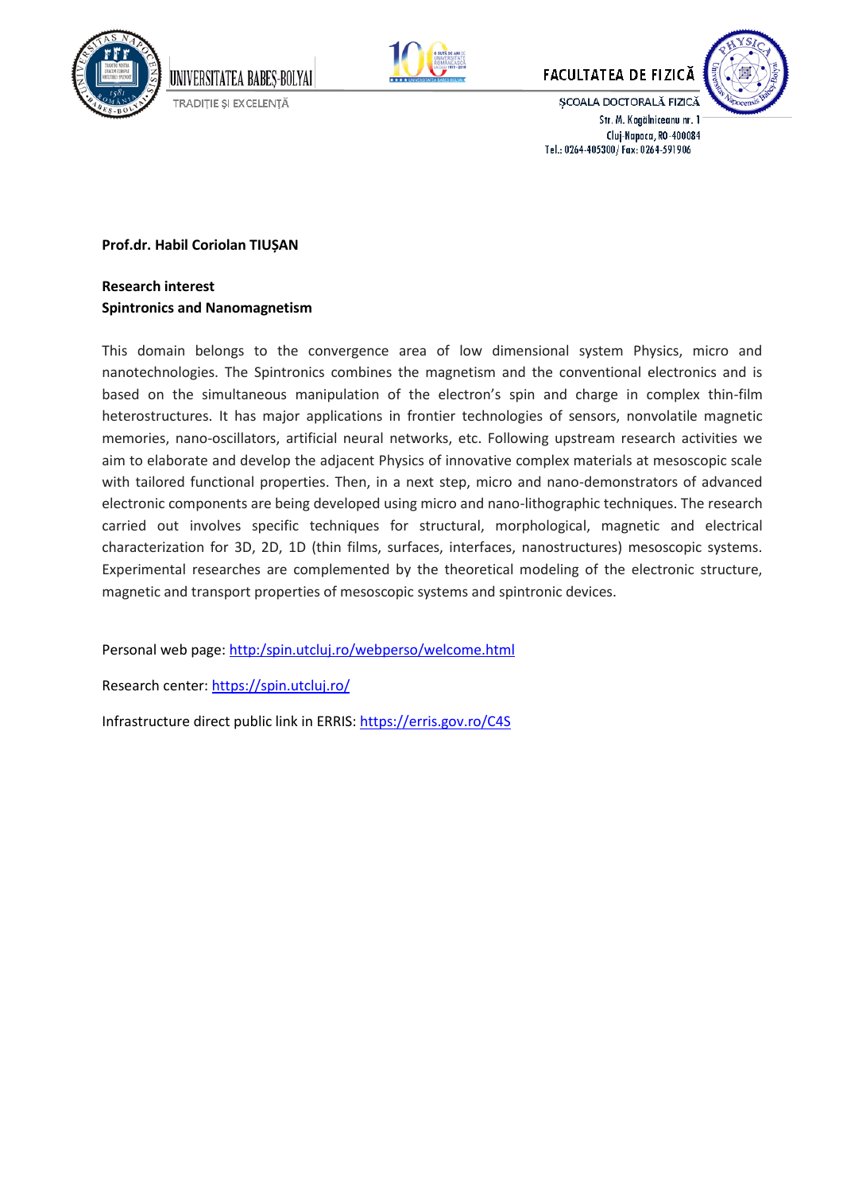**Prof.dr. Habil Coriolan TIUȘAN**

**Research interest**
**Spintronics and Nanomagnetism**

This domain belongs to the convergence area of low dimensional system Physics, micro and nanotechnologies. The Spintronics combines the magnetism and the conventional electronics and is based on the simultaneous manipulation of the electron's spin and charge in complex thin-film heterostructures. It has major applications in frontier technologies of sensors, nonvolatile magnetic memories, nano-oscillators, artificial neural networks, etc. Following upstream research activities we aim to elaborate and develop the adjacent Physics of innovative complex materials at mesoscopic scale with tailored functional properties. Then, in a next step, micro and nano-demonstrators of advanced electronic components are being developed using micro and nano-lithographic techniques. The research carried out involves specific techniques for structural, morphological, magnetic and electrical characterization for 3D, 2D, 1D (thin films, surfaces, interfaces, nanostructures) mesoscopic systems. Experimental researches are complemented by the theoretical modeling of the electronic structure, magnetic and transport properties of mesoscopic systems and spintronic devices.

Personal web page: http:/spin.utcluj.ro/webperso/welcome.html

Research center: https://spin.utcluj.ro/

Infrastructure direct public link in ERRIS: https://erris.gov.ro/C4S